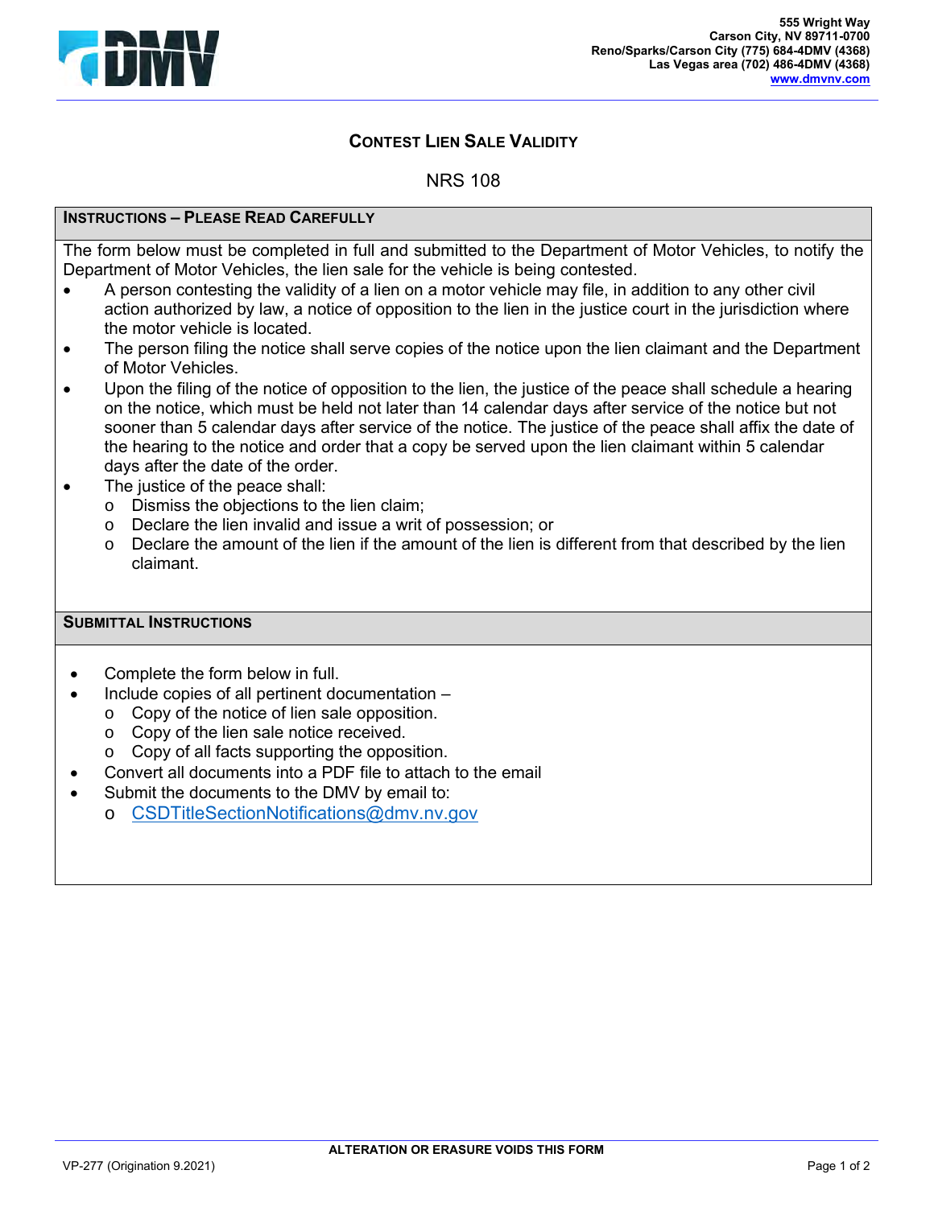555 Wright Way
Carson City, NV 89711-0700
Reno/Sparks/Carson City (775) 684-4DMV (4368)
Las Vegas area (702) 486-4DMV (4368)
www.dmvnv.com

# Contest Lien Sale Validity

## NRS 108

### Instructions – Please Read Carefully

The form below must be completed in full and submitted to the Department of Motor Vehicles, to notify the Department of Motor Vehicles, the lien sale for the vehicle is being contested.

- A person contesting the validity of a lien on a motor vehicle may file, in addition to any other civil action authorized by law, a notice of opposition to the lien in the justice court in the jurisdiction where the motor vehicle is located.
- The person filing the notice shall serve copies of the notice upon the lien claimant and the Department of Motor Vehicles.
- Upon the filing of the notice of opposition to the lien, the justice of the peace shall schedule a hearing on the notice, which must be held not later than 14 calendar days after service of the notice but not sooner than 5 calendar days after service of the notice. The justice of the peace shall affix the date of the hearing to the notice and order that a copy be served upon the lien claimant within 5 calendar days after the date of the order.
- The justice of the peace shall:
  - Dismiss the objections to the lien claim;
  - Declare the lien invalid and issue a writ of possession; or
  - Declare the amount of the lien if the amount of the lien is different from that described by the lien claimant.

### Submittal Instructions

- Complete the form below in full.
- Include copies of all pertinent documentation –
  - Copy of the notice of lien sale opposition.
  - Copy of the lien sale notice received.
  - Copy of all facts supporting the opposition.
- Convert all documents into a PDF file to attach to the email
- Submit the documents to the DMV by email to:
  - CSDTitleSectionNotifications@dmv.nv.gov

ALTERATION OR ERASURE VOIDS THIS FORM

VP-277 (Origination 9.2021)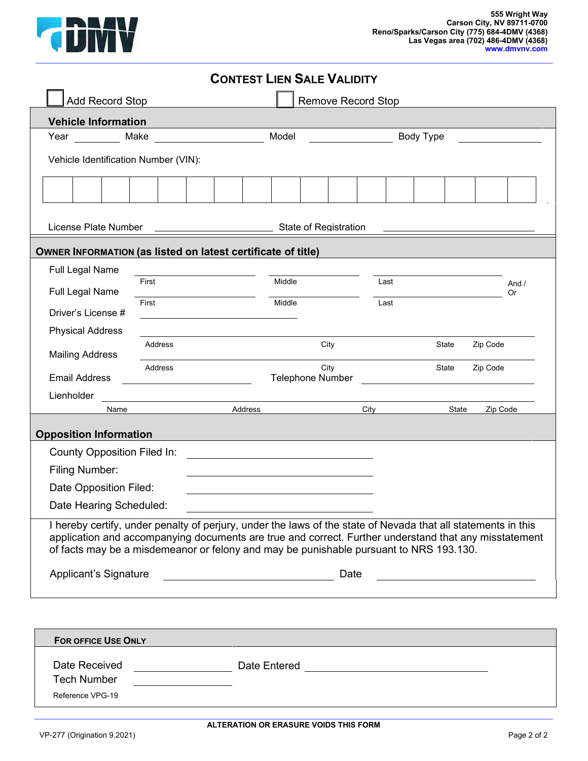555 Wright Way
Carson City, NV 89711-0700
Reno/Sparks/Carson City (775) 684-4DMV (4368)
Las Vegas area (702) 486-4DMV (4368)
www.dmvnv.com

# CONTEST LIEN SALE VALIDITY

☐ Add Record Stop ☐ Remove Record Stop

## Vehicle Information

Year ______ Make ____________ Model ____________ Body Type ____________

Vehicle Identification Number (VIN):

| | | | | | | | | | | | | | | | | |
|---|---|---|---|---|---|---|---|---|---|---|---|---|---|---|---|---|
| | | | | | | | | | | | | | | | | |

License Plate Number ____________ State of Registration ____________

## OWNER INFORMATION (as listed on latest certificate of title)

Full Legal Name ____________ ____________ ____________
First Middle Last

And / Or

Full Legal Name ____________ ____________ ____________
First Middle Last

Driver's License # ____________

Physical Address ____________
Address City State Zip Code

Mailing Address ____________
Address City State Zip Code

Email Address ____________ Telephone Number ____________

Lienholder ____________
Name Address City State Zip Code

## Opposition Information

County Opposition Filed In: ____________

Filing Number: ____________

Date Opposition Filed: ____________

Date Hearing Scheduled: ____________

I hereby certify, under penalty of perjury, under the laws of the state of Nevada that all statements in this application and accompanying documents are true and correct. Further understand that any misstatement of facts may be a misdemeanor or felony and may be punishable pursuant to NRS 193.130.

Applicant's Signature ____________ Date ____________

### FOR OFFICE USE ONLY

Date Received ____________ Date Entered ____________
Tech Number ____________

Reference VPG-19

**ALTERATION OR ERASURE VOIDS THIS FORM**

VP-277 (Origination 9.2021)